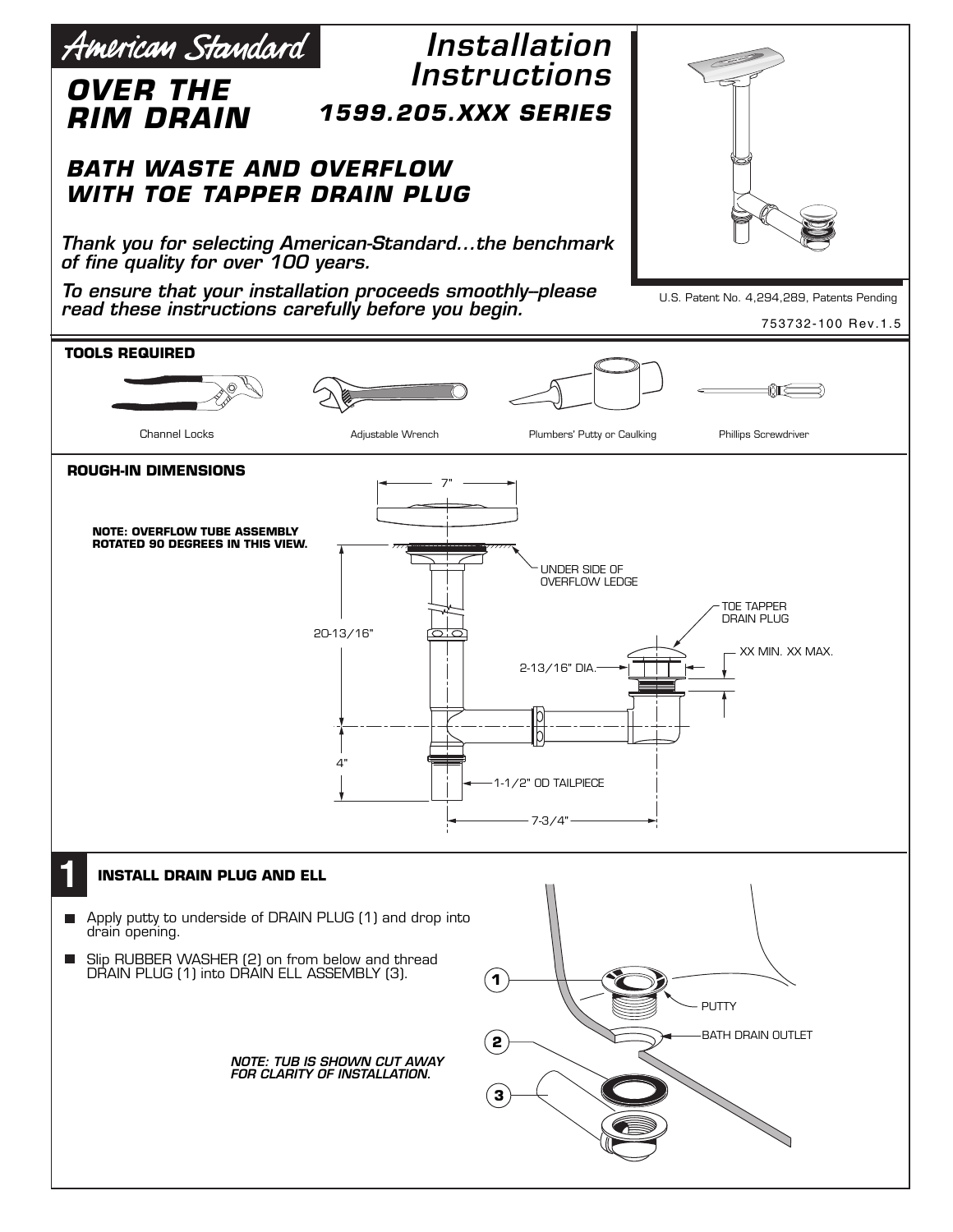American Standard

# OVER THE RIM DRAIN

# Installation Instructions

## 1599.205.XXX SERIES

## BATH WASTE AND OVERFLOW WITH TOE TAPPER DRAIN PLUG

*Thank you for selecting American-Standard…the benchmark of fine quality for over 100 years.*

*To ensure that your installation proceeds smoothly–please read these instructions carefully before you begin.*

U.S. Patent No. 4,294,289, Patents Pending

753732-100 Rev.1.5

### TOOLS REQUIRED

Channel Locks

Adjustable Wrench

Plumbers' Putty or Caulking

Phillips Screwdriver

### ROUGH-IN DIMENSIONS

**NOTE: OVERFLOW TUBE ASSEMBLY ROTATED 90 DEGREES IN THIS VIEW.**

7"

UNDER SIDE OF OVERFLOW LEDGE

TOE TAPPER DRAIN PLUG

XX MIN. XX MAX.

20-13/16"

2-13/16" DIA.

4"

1-1/2" OD TAILPIECE

7-3/4"

## 1 INSTALL DRAIN PLUG AND ELL

- Apply putty to underside of DRAIN PLUG (1) and drop into drain opening.
- Slip RUBBER WASHER (2) on from below and thread DRAIN PLUG (1) into DRAIN ELL ASSEMBLY (3).

*NOTE: TUB IS SHOWN CUT AWAY FOR CLARITY OF INSTALLATION.*

1 — PUTTY

BATH DRAIN OUTLET

2

3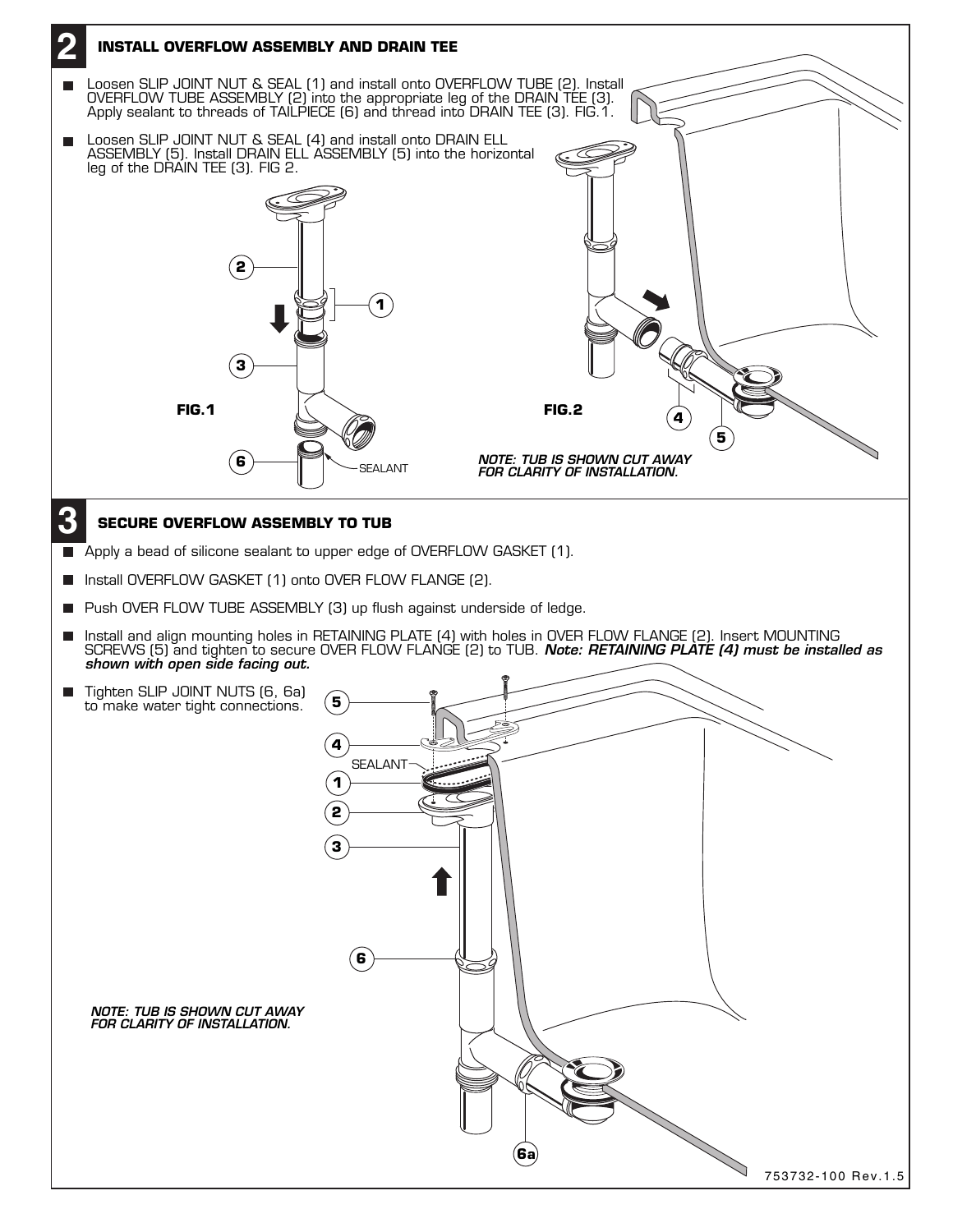## 2 INSTALL OVERFLOW ASSEMBLY AND DRAIN TEE

- Loosen SLIP JOINT NUT & SEAL (1) and install onto OVERFLOW TUBE (2). Install OVERFLOW TUBE ASSEMBLY (2) into the appropriate leg of the DRAIN TEE (3). Apply sealant to threads of TAILPIECE (6) and thread into DRAIN TEE (3). FIG.1.
- Loosen SLIP JOINT NUT & SEAL (4) and install onto DRAIN ELL ASSEMBLY (5). Install DRAIN ELL ASSEMBLY (5) into the horizontal leg of the DRAIN TEE (3). FIG 2.

FIG.1

FIG.2

***NOTE: TUB IS SHOWN CUT AWAY FOR CLARITY OF INSTALLATION.***

## 3 SECURE OVERFLOW ASSEMBLY TO TUB

- Apply a bead of silicone sealant to upper edge of OVERFLOW GASKET (1).
- Install OVERFLOW GASKET (1) onto OVER FLOW FLANGE (2).
- Push OVER FLOW TUBE ASSEMBLY (3) up flush against underside of ledge.
- Install and align mounting holes in RETAINING PLATE (4) with holes in OVER FLOW FLANGE (2). Insert MOUNTING SCREWS (5) and tighten to secure OVER FLOW FLANGE (2) to TUB. ***Note: RETAINING PLATE (4) must be installed as shown with open side facing out.***
- Tighten SLIP JOINT NUTS (6, 6a) to make water tight connections.

***NOTE: TUB IS SHOWN CUT AWAY FOR CLARITY OF INSTALLATION.***

753732-100 Rev.1.5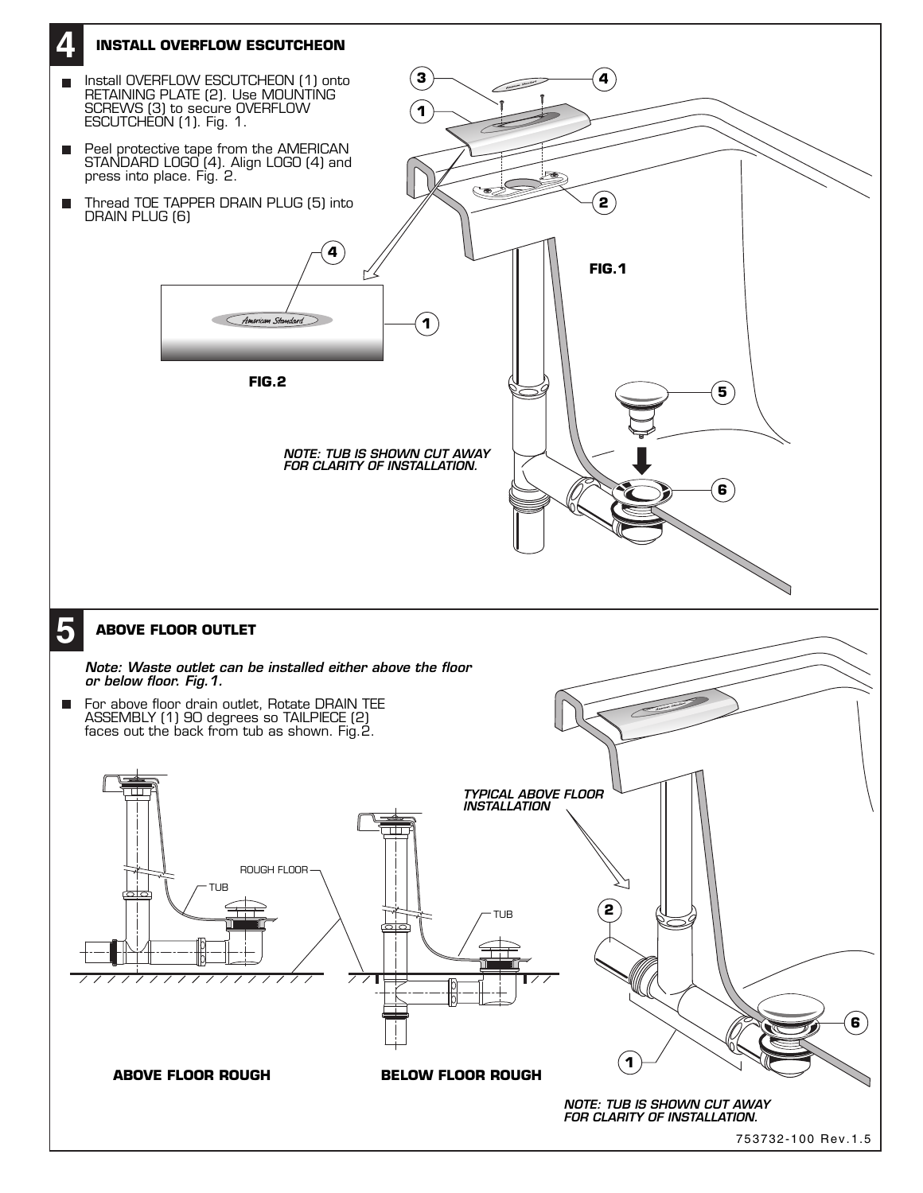## 4 INSTALL OVERFLOW ESCUTCHEON

- Install OVERFLOW ESCUTCHEON (1) onto RETAINING PLATE (2). Use MOUNTING SCREWS (3) to secure OVERFLOW ESCUTCHEON (1). Fig. 1.
- Peel protective tape from the AMERICAN STANDARD LOGO (4). Align LOGO (4) and press into place. Fig. 2.
- Thread TOE TAPPER DRAIN PLUG (5) into DRAIN PLUG (6)

FIG.2

FIG.1

*NOTE: TUB IS SHOWN CUT AWAY FOR CLARITY OF INSTALLATION.*

## 5 ABOVE FLOOR OUTLET

*Note: Waste outlet can be installed either above the floor or below floor. Fig.1.*

- For above floor drain outlet, Rotate DRAIN TEE ASSEMBLY (1) 90 degrees so TAILPIECE (2) faces out the back from tub as shown. Fig.2.

ROUGH FLOOR

TUB

*TYPICAL ABOVE FLOOR INSTALLATION*

**ABOVE FLOOR ROUGH**

**BELOW FLOOR ROUGH**

*NOTE: TUB IS SHOWN CUT AWAY FOR CLARITY OF INSTALLATION.*

753732-100 Rev.1.5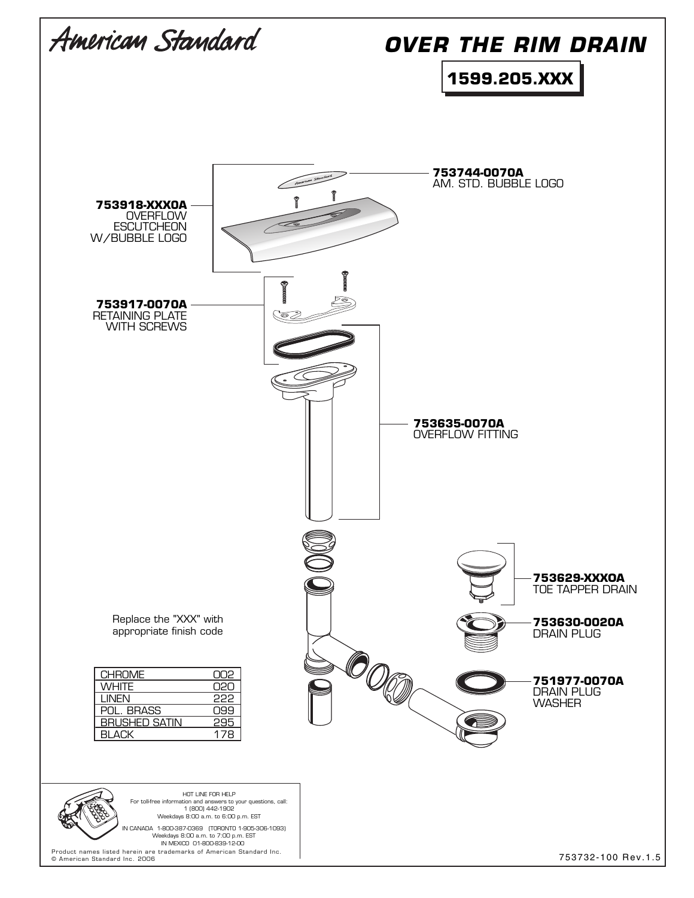American Standard

# OVER THE RIM DRAIN

## 1599.205.XXX

**753744-0070A**
AM. STD. BUBBLE LOGO

**753918-XXX0A**
OVERFLOW
ESCUTCHEON
W/BUBBLE LOGO

**753917-0070A**
RETAINING PLATE
WITH SCREWS

**753635-0070A**
OVERFLOW FITTING

**753629-XXX0A**
TOE TAPPER DRAIN

**753630-0020A**
DRAIN PLUG

**751977-0070A**
DRAIN PLUG
WASHER

Replace the "XXX" with appropriate finish code

| | |
|---|---|
| CHROME | 002 |
| WHITE | 020 |
| LINEN | 222 |
| POL. BRASS | 099 |
| BRUSHED SATIN | 295 |
| BLACK | 178 |

HOT LINE FOR HELP
For toll-free information and answers to your questions, call:
1 (800) 442-1902
Weekdays 8:00 a.m. to 6:00 p.m. EST

IN CANADA 1-800-387-0369 (TORONTO 1-905-306-1093)
Weekdays 8:00 a.m. to 7:00 p.m. EST
IN MEXICO 01-800-839-12-00

Product names listed herein are trademarks of American Standard Inc.
© American Standard Inc. 2006

753732-100 Rev.1.5